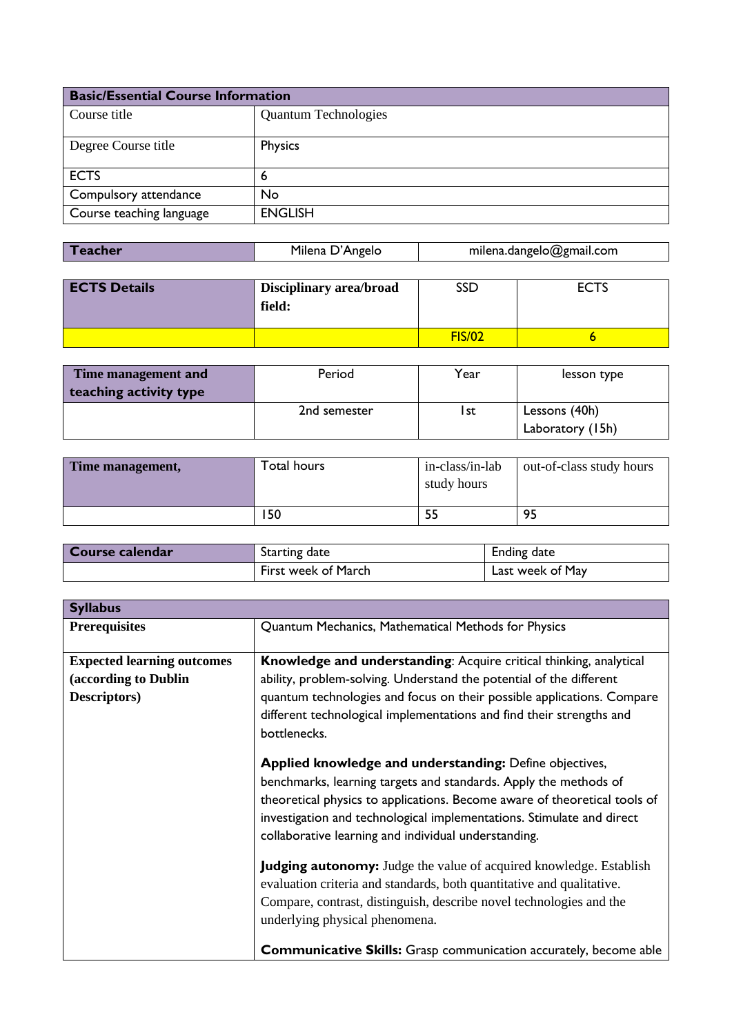| Basic/Essential Course Information | |
|---|---|
| Course title | Quantum Technologies |
| Degree Course title | Physics |
| ECTS | 6 |
| Compulsory attendance | No |
| Course teaching language | ENGLISH |

| Teacher | Milena D'Angelo | milena.dangelo@gmail.com |
|---|---|---|

| ECTS Details | Disciplinary area/broad field: | SSD | ECTS |
|---|---|---|---|
| | | FIS/02 | 6 |

| Time management and teaching activity type | Period | Year | lesson type |
|---|---|---|---|
| | 2nd semester | 1st | Lessons (40h)<br>Laboratory (15h) |

| Time management, | Total hours | in-class/in-lab study hours | out-of-class study hours |
|---|---|---|---|
| | 150 | 55 | 95 |

| Course calendar | Starting date | Ending date |
|---|---|---|
| | First week of March | Last week of May |

| Syllabus | |
|---|---|
| **Prerequisites** | Quantum Mechanics, Mathematical Methods for Physics |
| **Expected learning outcomes (according to Dublin Descriptors)** | **Knowledge and understanding**: Acquire critical thinking, analytical ability, problem-solving. Understand the potential of the different quantum technologies and focus on their possible applications. Compare different technological implementations and find their strengths and bottlenecks.<br><br>**Applied knowledge and understanding:** Define objectives, benchmarks, learning targets and standards. Apply the methods of theoretical physics to applications. Become aware of theoretical tools of investigation and technological implementations. Stimulate and direct collaborative learning and individual understanding.<br><br>**Judging autonomy:** Judge the value of acquired knowledge. Establish evaluation criteria and standards, both quantitative and qualitative. Compare, contrast, distinguish, describe novel technologies and the underlying physical phenomena.<br><br>**Communicative Skills:** Grasp communication accurately, become able |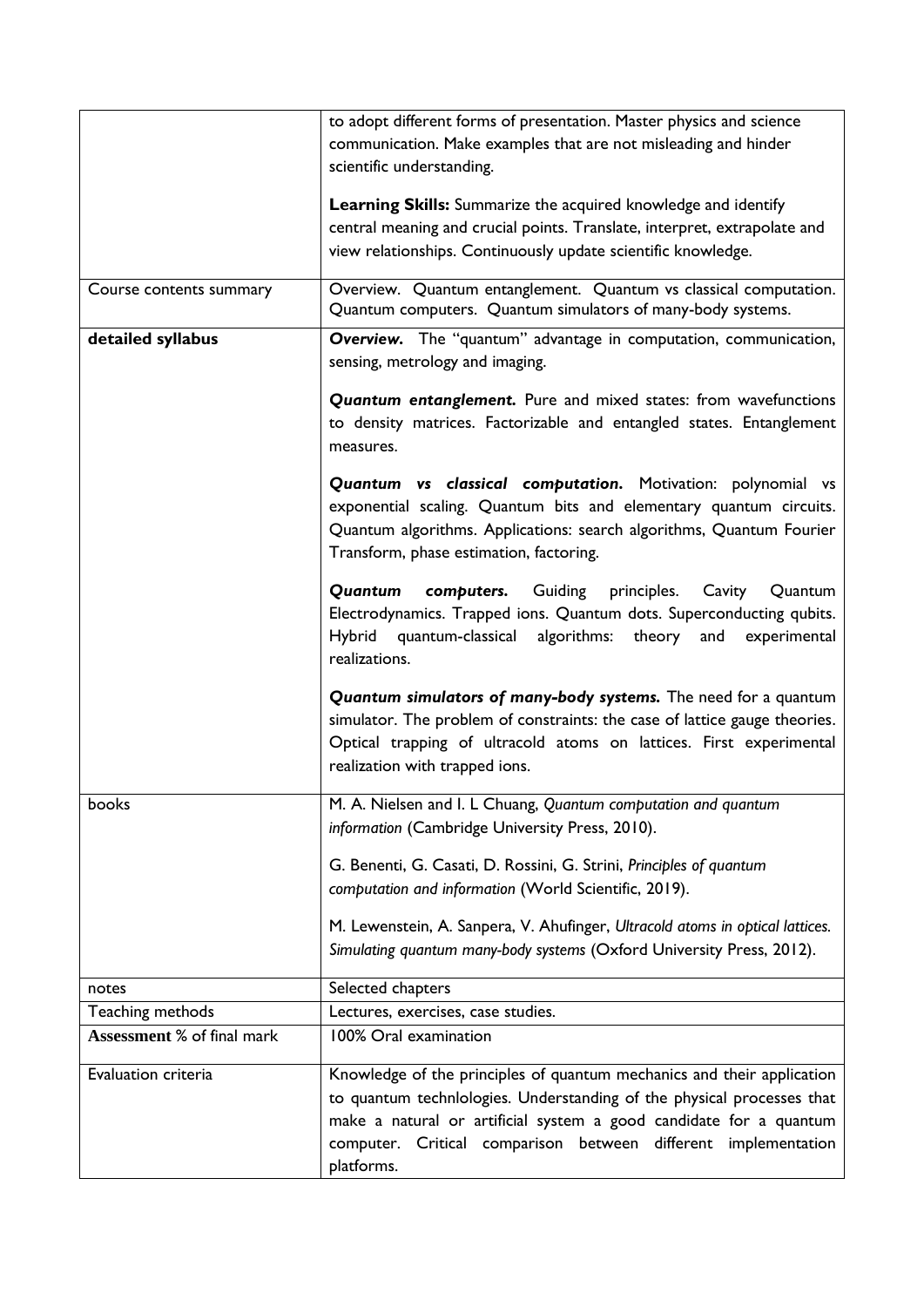| | |
|---|---|
| | to adopt different forms of presentation. Master physics and science communication. Make examples that are not misleading and hinder scientific understanding.<br><br>**Learning Skills:** Summarize the acquired knowledge and identify central meaning and crucial points. Translate, interpret, extrapolate and view relationships. Continuously update scientific knowledge. |
| Course contents summary | Overview. Quantum entanglement. Quantum vs classical computation. Quantum computers. Quantum simulators of many-body systems. |
| **detailed syllabus** | ***Overview.*** The "quantum" advantage in computation, communication, sensing, metrology and imaging.<br><br>***Quantum entanglement.*** Pure and mixed states: from wavefunctions to density matrices. Factorizable and entangled states. Entanglement measures.<br><br>***Quantum vs classical computation.*** Motivation: polynomial vs exponential scaling. Quantum bits and elementary quantum circuits. Quantum algorithms. Applications: search algorithms, Quantum Fourier Transform, phase estimation, factoring.<br><br>***Quantum computers.*** Guiding principles. Cavity Quantum Electrodynamics. Trapped ions. Quantum dots. Superconducting qubits. Hybrid quantum-classical algorithms: theory and experimental realizations.<br><br>***Quantum simulators of many-body systems.*** The need for a quantum simulator. The problem of constraints: the case of lattice gauge theories. Optical trapping of ultracold atoms on lattices. First experimental realization with trapped ions. |
| books | M. A. Nielsen and I. L Chuang, *Quantum computation and quantum information* (Cambridge University Press, 2010).<br><br>G. Benenti, G. Casati, D. Rossini, G. Strini, *Principles of quantum computation and information* (World Scientific, 2019).<br><br>M. Lewenstein, A. Sanpera, V. Ahufinger, *Ultracold atoms in optical lattices. Simulating quantum many-body systems* (Oxford University Press, 2012). |
| notes | Selected chapters |
| Teaching methods | Lectures, exercises, case studies. |
| **Assessment** % of final mark | 100% Oral examination |
| Evaluation criteria | Knowledge of the principles of quantum mechanics and their application to quantum technlologies. Understanding of the physical processes that make a natural or artificial system a good candidate for a quantum computer. Critical comparison between different implementation platforms. |